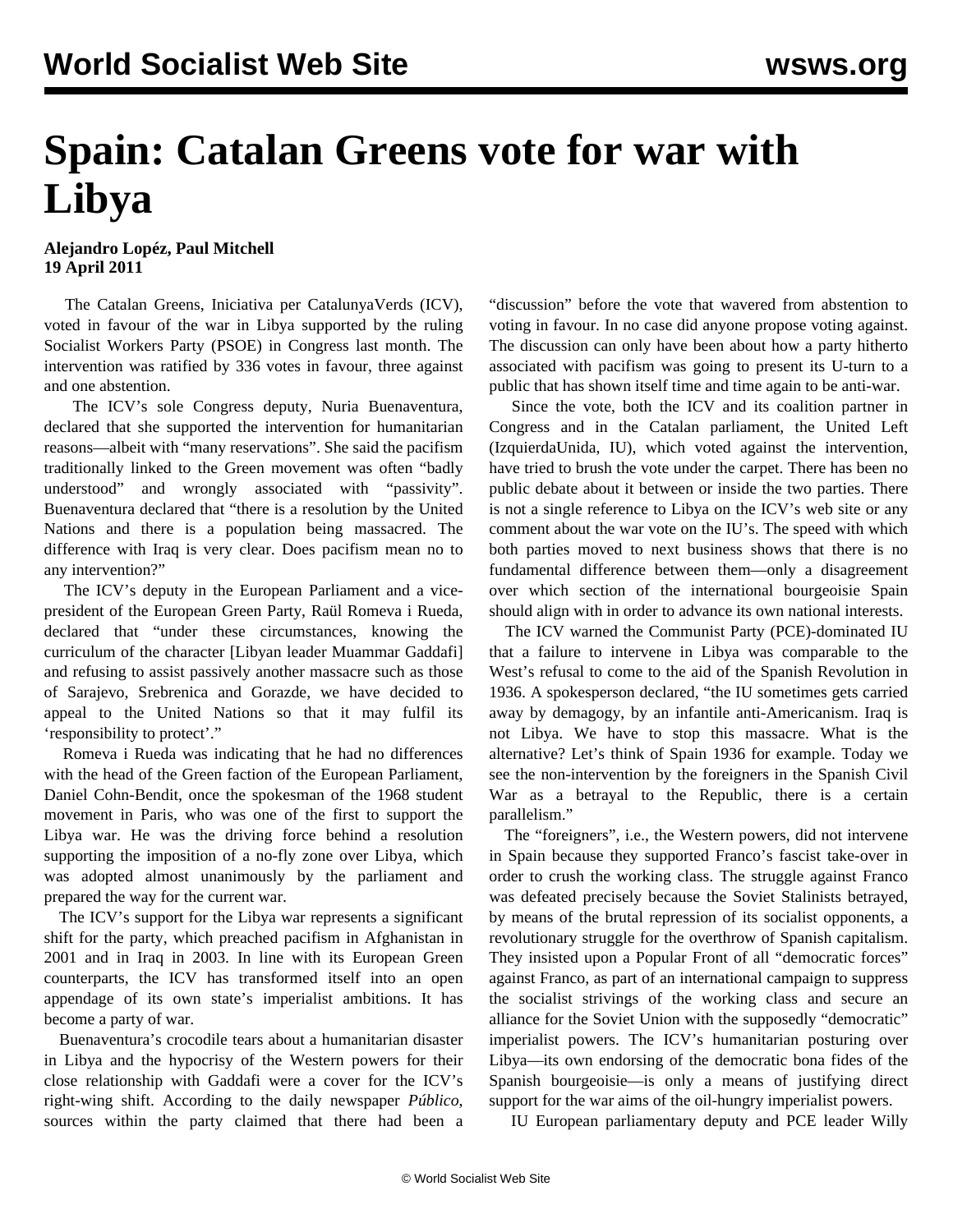# Spain: Catalan Greens vote for war with Libya

**Alejandro Lopéz, Paul Mitchell**
**19 April 2011**

The Catalan Greens, Iniciativa per CatalunyaVerds (ICV), voted in favour of the war in Libya supported by the ruling Socialist Workers Party (PSOE) in Congress last month. The intervention was ratified by 336 votes in favour, three against and one abstention.

The ICV's sole Congress deputy, Nuria Buenaventura, declared that she supported the intervention for humanitarian reasons—albeit with "many reservations". She said the pacifism traditionally linked to the Green movement was often "badly understood" and wrongly associated with "passivity". Buenaventura declared that "there is a resolution by the United Nations and there is a population being massacred. The difference with Iraq is very clear. Does pacifism mean no to any intervention?"

The ICV's deputy in the European Parliament and a vice-president of the European Green Party, Raül Romeva i Rueda, declared that "under these circumstances, knowing the curriculum of the character [Libyan leader Muammar Gaddafi] and refusing to assist passively another massacre such as those of Sarajevo, Srebrenica and Gorazde, we have decided to appeal to the United Nations so that it may fulfil its 'responsibility to protect'."

Romeva i Rueda was indicating that he had no differences with the head of the Green faction of the European Parliament, Daniel Cohn-Bendit, once the spokesman of the 1968 student movement in Paris, who was one of the first to support the Libya war. He was the driving force behind a resolution supporting the imposition of a no-fly zone over Libya, which was adopted almost unanimously by the parliament and prepared the way for the current war.

The ICV's support for the Libya war represents a significant shift for the party, which preached pacifism in Afghanistan in 2001 and in Iraq in 2003. In line with its European Green counterparts, the ICV has transformed itself into an open appendage of its own state's imperialist ambitions. It has become a party of war.

Buenaventura's crocodile tears about a humanitarian disaster in Libya and the hypocrisy of the Western powers for their close relationship with Gaddafi were a cover for the ICV's right-wing shift. According to the daily newspaper *Público*, sources within the party claimed that there had been a "discussion" before the vote that wavered from abstention to voting in favour. In no case did anyone propose voting against. The discussion can only have been about how a party hitherto associated with pacifism was going to present its U-turn to a public that has shown itself time and time again to be anti-war.

Since the vote, both the ICV and its coalition partner in Congress and in the Catalan parliament, the United Left (IzquierdaUnida, IU), which voted against the intervention, have tried to brush the vote under the carpet. There has been no public debate about it between or inside the two parties. There is not a single reference to Libya on the ICV's web site or any comment about the war vote on the IU's. The speed with which both parties moved to next business shows that there is no fundamental difference between them—only a disagreement over which section of the international bourgeoisie Spain should align with in order to advance its own national interests.

The ICV warned the Communist Party (PCE)-dominated IU that a failure to intervene in Libya was comparable to the West's refusal to come to the aid of the Spanish Revolution in 1936. A spokesperson declared, "the IU sometimes gets carried away by demagogy, by an infantile anti-Americanism. Iraq is not Libya. We have to stop this massacre. What is the alternative? Let's think of Spain 1936 for example. Today we see the non-intervention by the foreigners in the Spanish Civil War as a betrayal to the Republic, there is a certain parallelism."

The "foreigners", i.e., the Western powers, did not intervene in Spain because they supported Franco's fascist take-over in order to crush the working class. The struggle against Franco was defeated precisely because the Soviet Stalinists betrayed, by means of the brutal repression of its socialist opponents, a revolutionary struggle for the overthrow of Spanish capitalism. They insisted upon a Popular Front of all "democratic forces" against Franco, as part of an international campaign to suppress the socialist strivings of the working class and secure an alliance for the Soviet Union with the supposedly "democratic" imperialist powers. The ICV's humanitarian posturing over Libya—its own endorsing of the democratic bona fides of the Spanish bourgeoisie—is only a means of justifying direct support for the war aims of the oil-hungry imperialist powers.

IU European parliamentary deputy and PCE leader Willy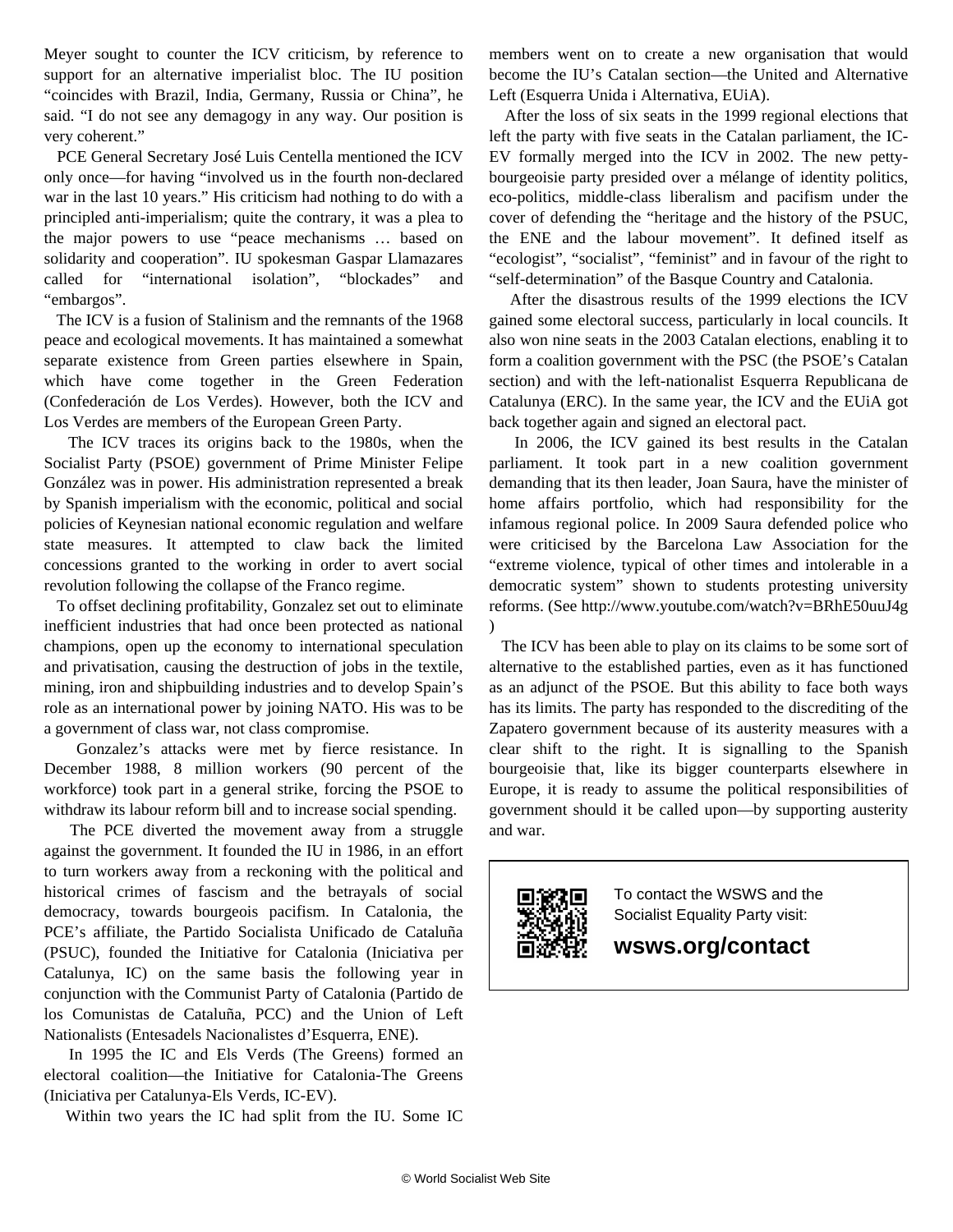Meyer sought to counter the ICV criticism, by reference to support for an alternative imperialist bloc. The IU position "coincides with Brazil, India, Germany, Russia or China", he said. "I do not see any demagogy in any way. Our position is very coherent."

PCE General Secretary José Luis Centella mentioned the ICV only once—for having "involved us in the fourth non-declared war in the last 10 years." His criticism had nothing to do with a principled anti-imperialism; quite the contrary, it was a plea to the major powers to use "peace mechanisms … based on solidarity and cooperation". IU spokesman Gaspar Llamazares called for "international isolation", "blockades" and "embargos".

The ICV is a fusion of Stalinism and the remnants of the 1968 peace and ecological movements. It has maintained a somewhat separate existence from Green parties elsewhere in Spain, which have come together in the Green Federation (Confederación de Los Verdes). However, both the ICV and Los Verdes are members of the European Green Party.

The ICV traces its origins back to the 1980s, when the Socialist Party (PSOE) government of Prime Minister Felipe González was in power. His administration represented a break by Spanish imperialism with the economic, political and social policies of Keynesian national economic regulation and welfare state measures. It attempted to claw back the limited concessions granted to the working in order to avert social revolution following the collapse of the Franco regime.

To offset declining profitability, Gonzalez set out to eliminate inefficient industries that had once been protected as national champions, open up the economy to international speculation and privatisation, causing the destruction of jobs in the textile, mining, iron and shipbuilding industries and to develop Spain's role as an international power by joining NATO. His was to be a government of class war, not class compromise.

Gonzalez's attacks were met by fierce resistance. In December 1988, 8 million workers (90 percent of the workforce) took part in a general strike, forcing the PSOE to withdraw its labour reform bill and to increase social spending.

The PCE diverted the movement away from a struggle against the government. It founded the IU in 1986, in an effort to turn workers away from a reckoning with the political and historical crimes of fascism and the betrayals of social democracy, towards bourgeois pacifism. In Catalonia, the PCE's affiliate, the Partido Socialista Unificado de Cataluña (PSUC), founded the Initiative for Catalonia (Iniciativa per Catalunya, IC) on the same basis the following year in conjunction with the Communist Party of Catalonia (Partido de los Comunistas de Cataluña, PCC) and the Union of Left Nationalists (Entesadels Nacionalistes d'Esquerra, ENE).

In 1995 the IC and Els Verds (The Greens) formed an electoral coalition—the Initiative for Catalonia-The Greens (Iniciativa per Catalunya-Els Verds, IC-EV).

Within two years the IC had split from the IU. Some IC members went on to create a new organisation that would become the IU's Catalan section—the United and Alternative Left (Esquerra Unida i Alternativa, EUiA).

After the loss of six seats in the 1999 regional elections that left the party with five seats in the Catalan parliament, the IC-EV formally merged into the ICV in 2002. The new petty-bourgeoisie party presided over a mélange of identity politics, eco-politics, middle-class liberalism and pacifism under the cover of defending the "heritage and the history of the PSUC, the ENE and the labour movement". It defined itself as "ecologist", "socialist", "feminist" and in favour of the right to "self-determination" of the Basque Country and Catalonia.

After the disastrous results of the 1999 elections the ICV gained some electoral success, particularly in local councils. It also won nine seats in the 2003 Catalan elections, enabling it to form a coalition government with the PSC (the PSOE's Catalan section) and with the left-nationalist Esquerra Republicana de Catalunya (ERC). In the same year, the ICV and the EUiA got back together again and signed an electoral pact.

In 2006, the ICV gained its best results in the Catalan parliament. It took part in a new coalition government demanding that its then leader, Joan Saura, have the minister of home affairs portfolio, which had responsibility for the infamous regional police. In 2009 Saura defended police who were criticised by the Barcelona Law Association for the "extreme violence, typical of other times and intolerable in a democratic system" shown to students protesting university reforms. (See http://www.youtube.com/watch?v=BRhE50uuJ4g )

The ICV has been able to play on its claims to be some sort of alternative to the established parties, even as it has functioned as an adjunct of the PSOE. But this ability to face both ways has its limits. The party has responded to the descrediting of the Zapatero government because of its austerity measures with a clear shift to the right. It is signalling to the Spanish bourgeoisie that, like its bigger counterparts elsewhere in Europe, it is ready to assume the political responsibilities of government should it be called upon—by supporting austerity and war.

To contact the WSWS and the Socialist Equality Party visit:

**wsws.org/contact**